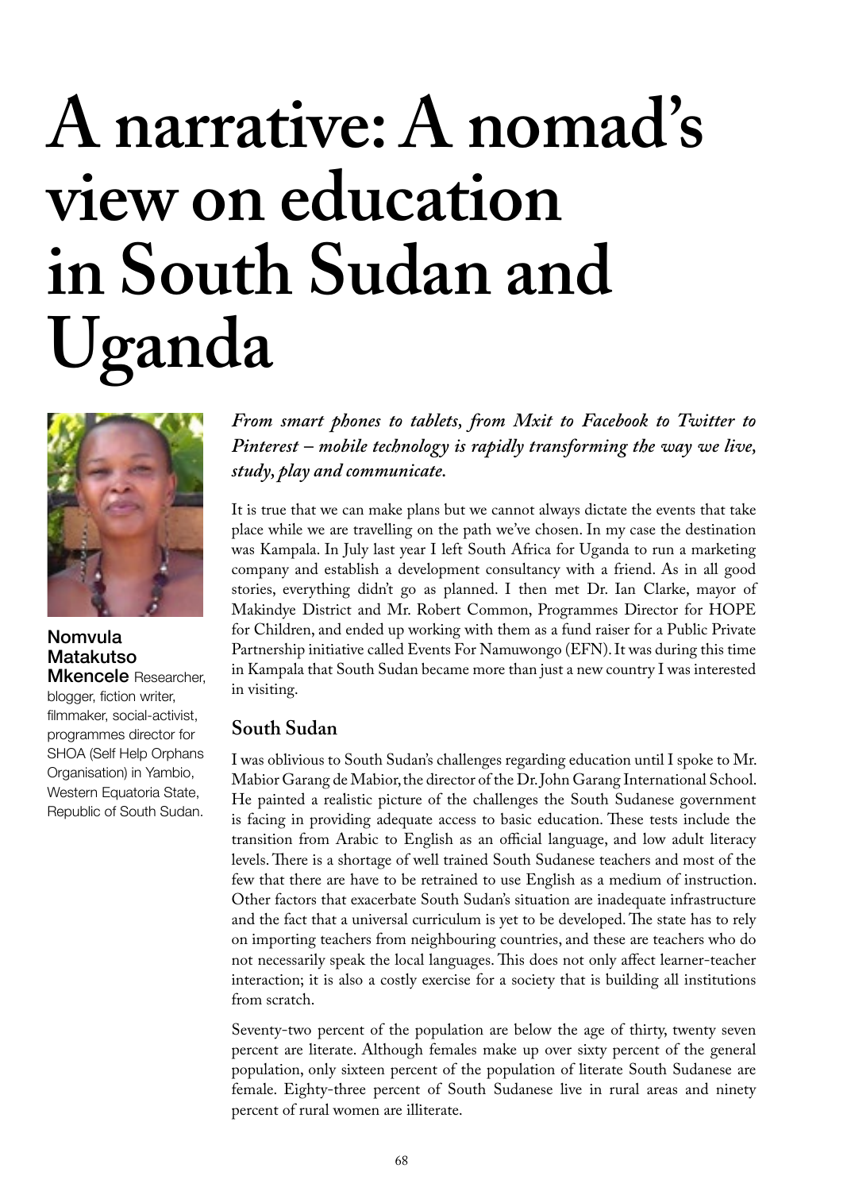# A narrative: A nomad's view on education in South Sudan and Uganda

**Nomvula Matakutso Mkencele** Researcher, blogger, fiction writer, filmmaker, social-activist, programmes director for SHOA (Self Help Orphans Organisation) in Yambio, Western Equatoria State, Republic of South Sudan.

***From smart phones to tablets, from Mxit to Facebook to Twitter to Pinterest – mobile technology is rapidly transforming the way we live, study, play and communicate.***

It is true that we can make plans but we cannot always dictate the events that take place while we are travelling on the path we've chosen. In my case the destination was Kampala. In July last year I left South Africa for Uganda to run a marketing company and establish a development consultancy with a friend. As in all good stories, everything didn't go as planned. I then met Dr. Ian Clarke, mayor of Makindye District and Mr. Robert Common, Programmes Director for HOPE for Children, and ended up working with them as a fund raiser for a Public Private Partnership initiative called Events For Namuwongo (EFN). It was during this time in Kampala that South Sudan became more than just a new country I was interested in visiting.

## South Sudan

I was oblivious to South Sudan's challenges regarding education until I spoke to Mr. Mabior Garang de Mabior, the director of the Dr. John Garang International School. He painted a realistic picture of the challenges the South Sudanese government is facing in providing adequate access to basic education. These tests include the transition from Arabic to English as an official language, and low adult literacy levels. There is a shortage of well trained South Sudanese teachers and most of the few that there are have to be retrained to use English as a medium of instruction. Other factors that exacerbate South Sudan's situation are inadequate infrastructure and the fact that a universal curriculum is yet to be developed. The state has to rely on importing teachers from neighbouring countries, and these are teachers who do not necessarily speak the local languages. This does not only affect learner-teacher interaction; it is also a costly exercise for a society that is building all institutions from scratch.

Seventy-two percent of the population are below the age of thirty, twenty seven percent are literate. Although females make up over sixty percent of the general population, only sixteen percent of the population of literate South Sudanese are female. Eighty-three percent of South Sudanese live in rural areas and ninety percent of rural women are illiterate.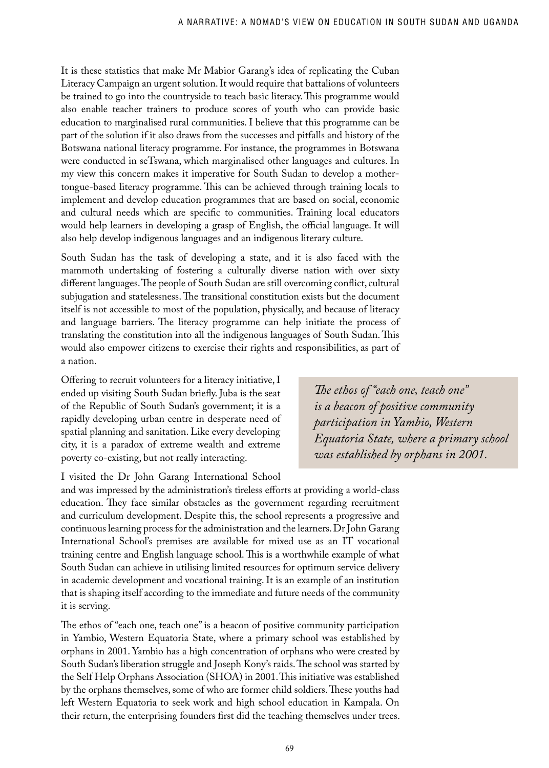It is these statistics that make Mr Mabior Garang's idea of replicating the Cuban Literacy Campaign an urgent solution. It would require that battalions of volunteers be trained to go into the countryside to teach basic literacy. This programme would also enable teacher trainers to produce scores of youth who can provide basic education to marginalised rural communities. I believe that this programme can be part of the solution if it also draws from the successes and pitfalls and history of the Botswana national literacy programme. For instance, the programmes in Botswana were conducted in seTswana, which marginalised other languages and cultures. In my view this concern makes it imperative for South Sudan to develop a mother-tongue-based literacy programme. This can be achieved through training locals to implement and develop education programmes that are based on social, economic and cultural needs which are specific to communities. Training local educators would help learners in developing a grasp of English, the official language. It will also help develop indigenous languages and an indigenous literary culture.

South Sudan has the task of developing a state, and it is also faced with the mammoth undertaking of fostering a culturally diverse nation with over sixty different languages. The people of South Sudan are still overcoming conflict, cultural subjugation and statelessness. The transitional constitution exists but the document itself is not accessible to most of the population, physically, and because of literacy and language barriers. The literacy programme can help initiate the process of translating the constitution into all the indigenous languages of South Sudan. This would also empower citizens to exercise their rights and responsibilities, as part of a nation.

Offering to recruit volunteers for a literacy initiative, I ended up visiting South Sudan briefly. Juba is the seat of the Republic of South Sudan's government; it is a rapidly developing urban centre in desperate need of spatial planning and sanitation. Like every developing city, it is a paradox of extreme wealth and extreme poverty co-existing, but not really interacting.

> *The ethos of "each one, teach one" is a beacon of positive community participation in Yambio, Western Equatoria State, where a primary school was established by orphans in 2001.*

I visited the Dr John Garang International School and was impressed by the administration's tireless efforts at providing a world-class education. They face similar obstacles as the government regarding recruitment and curriculum development. Despite this, the school represents a progressive and continuous learning process for the administration and the learners. Dr John Garang International School's premises are available for mixed use as an IT vocational training centre and English language school. This is a worthwhile example of what South Sudan can achieve in utilising limited resources for optimum service delivery in academic development and vocational training. It is an example of an institution that is shaping itself according to the immediate and future needs of the community it is serving.

The ethos of "each one, teach one" is a beacon of positive community participation in Yambio, Western Equatoria State, where a primary school was established by orphans in 2001. Yambio has a high concentration of orphans who were created by South Sudan's liberation struggle and Joseph Kony's raids. The school was started by the Self Help Orphans Association (SHOA) in 2001. This initiative was established by the orphans themselves, some of who are former child soldiers. These youths had left Western Equatoria to seek work and high school education in Kampala. On their return, the enterprising founders first did the teaching themselves under trees.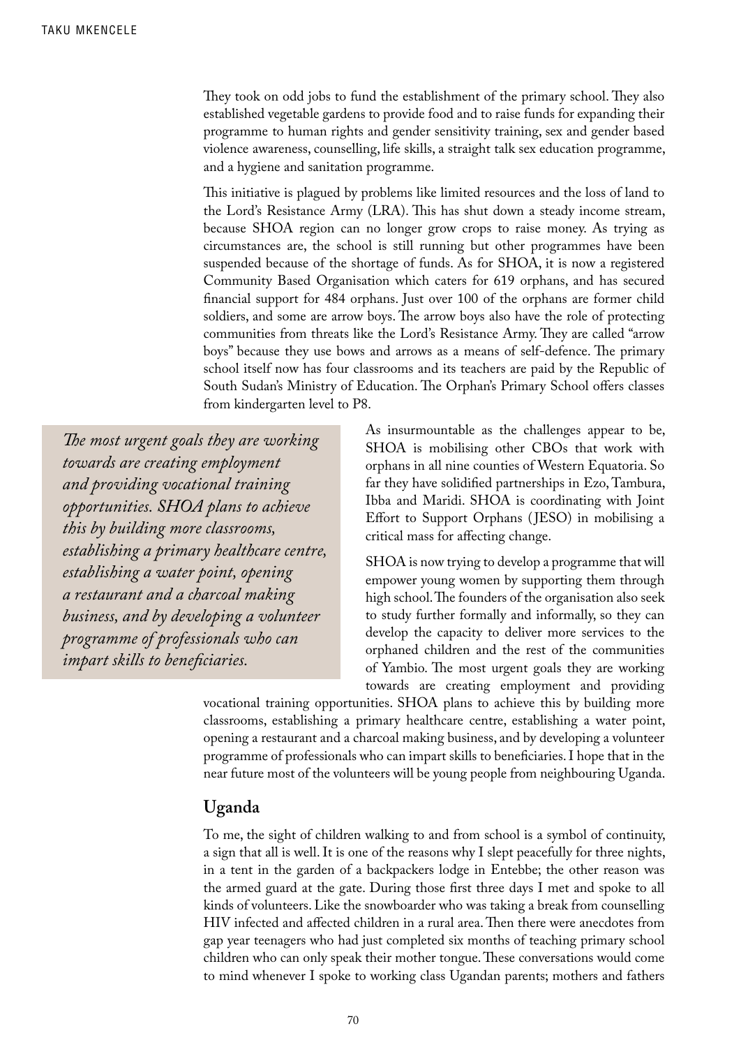They took on odd jobs to fund the establishment of the primary school. They also established vegetable gardens to provide food and to raise funds for expanding their programme to human rights and gender sensitivity training, sex and gender based violence awareness, counselling, life skills, a straight talk sex education programme, and a hygiene and sanitation programme.

This initiative is plagued by problems like limited resources and the loss of land to the Lord's Resistance Army (LRA). This has shut down a steady income stream, because SHOA region can no longer grow crops to raise money. As trying as circumstances are, the school is still running but other programmes have been suspended because of the shortage of funds. As for SHOA, it is now a registered Community Based Organisation which caters for 619 orphans, and has secured financial support for 484 orphans. Just over 100 of the orphans are former child soldiers, and some are arrow boys. The arrow boys also have the role of protecting communities from threats like the Lord's Resistance Army. They are called "arrow boys" because they use bows and arrows as a means of self-defence. The primary school itself now has four classrooms and its teachers are paid by the Republic of South Sudan's Ministry of Education. The Orphan's Primary School offers classes from kindergarten level to P8.

> *The most urgent goals they are working towards are creating employment and providing vocational training opportunities. SHOA plans to achieve this by building more classrooms, establishing a primary healthcare centre, establishing a water point, opening a restaurant and a charcoal making business, and by developing a volunteer programme of professionals who can impart skills to beneficiaries.*

As insurmountable as the challenges appear to be, SHOA is mobilising other CBOs that work with orphans in all nine counties of Western Equatoria. So far they have solidified partnerships in Ezo, Tambura, Ibba and Maridi. SHOA is coordinating with Joint Effort to Support Orphans (JESO) in mobilising a critical mass for affecting change.

SHOA is now trying to develop a programme that will empower young women by supporting them through high school. The founders of the organisation also seek to study further formally and informally, so they can develop the capacity to deliver more services to the orphaned children and the rest of the communities of Yambio. The most urgent goals they are working towards are creating employment and providing vocational training opportunities. SHOA plans to achieve this by building more classrooms, establishing a primary healthcare centre, establishing a water point, opening a restaurant and a charcoal making business, and by developing a volunteer programme of professionals who can impart skills to beneficiaries. I hope that in the near future most of the volunteers will be young people from neighbouring Uganda.

## Uganda

To me, the sight of children walking to and from school is a symbol of continuity, a sign that all is well. It is one of the reasons why I slept peacefully for three nights, in a tent in the garden of a backpackers lodge in Entebbe; the other reason was the armed guard at the gate. During those first three days I met and spoke to all kinds of volunteers. Like the snowboarder who was taking a break from counselling HIV infected and affected children in a rural area. Then there were anecdotes from gap year teenagers who had just completed six months of teaching primary school children who can only speak their mother tongue. These conversations would come to mind whenever I spoke to working class Ugandan parents; mothers and fathers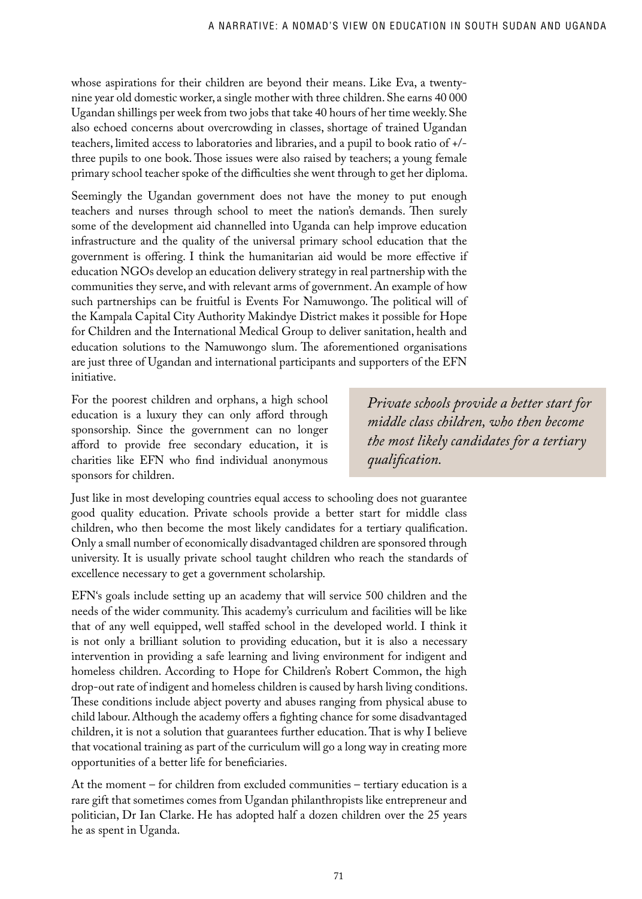whose aspirations for their children are beyond their means. Like Eva, a twenty-nine year old domestic worker, a single mother with three children. She earns 40 000 Ugandan shillings per week from two jobs that take 40 hours of her time weekly. She also echoed concerns about overcrowding in classes, shortage of trained Ugandan teachers, limited access to laboratories and libraries, and a pupil to book ratio of +/- three pupils to one book. Those issues were also raised by teachers; a young female primary school teacher spoke of the difficulties she went through to get her diploma.

Seemingly the Ugandan government does not have the money to put enough teachers and nurses through school to meet the nation's demands. Then surely some of the development aid channelled into Uganda can help improve education infrastructure and the quality of the universal primary school education that the government is offering. I think the humanitarian aid would be more effective if education NGOs develop an education delivery strategy in real partnership with the communities they serve, and with relevant arms of government. An example of how such partnerships can be fruitful is Events For Namuwongo. The political will of the Kampala Capital City Authority Makindye District makes it possible for Hope for Children and the International Medical Group to deliver sanitation, health and education solutions to the Namuwongo slum. The aforementioned organisations are just three of Ugandan and international participants and supporters of the EFN initiative.

For the poorest children and orphans, a high school education is a luxury they can only afford through sponsorship. Since the government can no longer afford to provide free secondary education, it is charities like EFN who find individual anonymous sponsors for children.

> *Private schools provide a better start for middle class children, who then become the most likely candidates for a tertiary qualification.*

Just like in most developing countries equal access to schooling does not guarantee good quality education. Private schools provide a better start for middle class children, who then become the most likely candidates for a tertiary qualification. Only a small number of economically disadvantaged children are sponsored through university. It is usually private school taught children who reach the standards of excellence necessary to get a government scholarship.

EFN's goals include setting up an academy that will service 500 children and the needs of the wider community. This academy's curriculum and facilities will be like that of any well equipped, well staffed school in the developed world. I think it is not only a brilliant solution to providing education, but it is also a necessary intervention in providing a safe learning and living environment for indigent and homeless children. According to Hope for Children's Robert Common, the high drop-out rate of indigent and homeless children is caused by harsh living conditions. These conditions include abject poverty and abuses ranging from physical abuse to child labour. Although the academy offers a fighting chance for some disadvantaged children, it is not a solution that guarantees further education. That is why I believe that vocational training as part of the curriculum will go a long way in creating more opportunities of a better life for beneficiaries.

At the moment – for children from excluded communities – tertiary education is a rare gift that sometimes comes from Ugandan philanthropists like entrepreneur and politician, Dr Ian Clarke. He has adopted half a dozen children over the 25 years he as spent in Uganda.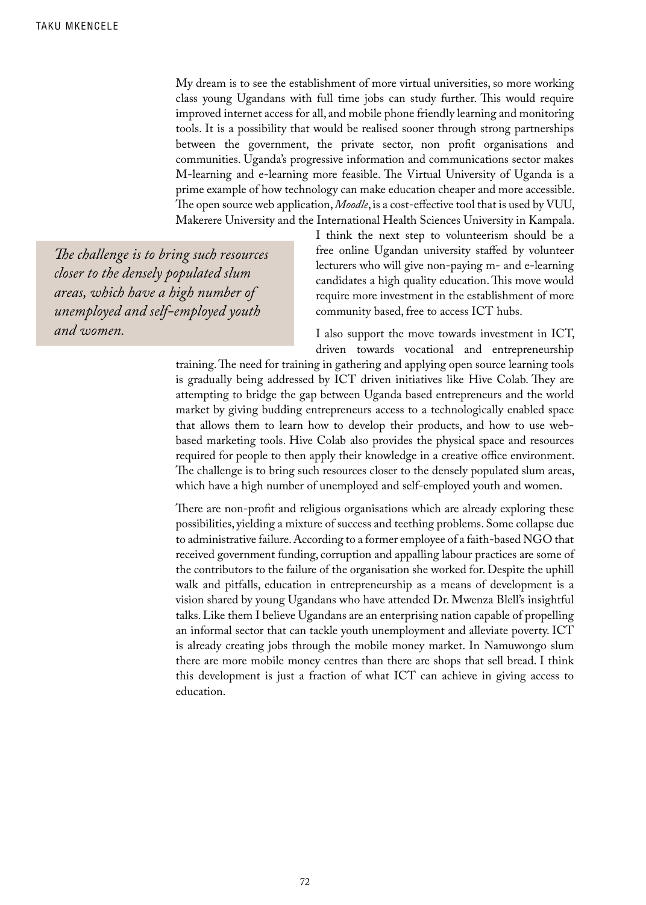My dream is to see the establishment of more virtual universities, so more working class young Ugandans with full time jobs can study further. This would require improved internet access for all, and mobile phone friendly learning and monitoring tools. It is a possibility that would be realised sooner through strong partnerships between the government, the private sector, non profit organisations and communities. Uganda's progressive information and communications sector makes M-learning and e-learning more feasible. The Virtual University of Uganda is a prime example of how technology can make education cheaper and more accessible. The open source web application, *Moodle*, is a cost-effective tool that is used by VUU, Makerere University and the International Health Sciences University in Kampala. I think the next step to volunteerism should be a free online Ugandan university staffed by volunteer lecturers who will give non-paying m- and e-learning candidates a high quality education. This move would require more investment in the establishment of more community based, free to access ICT hubs.

> *The challenge is to bring such resources closer to the densely populated slum areas, which have a high number of unemployed and self-employed youth and women.*

I also support the move towards investment in ICT, driven towards vocational and entrepreneurship training. The need for training in gathering and applying open source learning tools is gradually being addressed by ICT driven initiatives like Hive Colab. They are attempting to bridge the gap between Uganda based entrepreneurs and the world market by giving budding entrepreneurs access to a technologically enabled space that allows them to learn how to develop their products, and how to use web-based marketing tools. Hive Colab also provides the physical space and resources required for people to then apply their knowledge in a creative office environment. The challenge is to bring such resources closer to the densely populated slum areas, which have a high number of unemployed and self-employed youth and women.

There are non-profit and religious organisations which are already exploring these possibilities, yielding a mixture of success and teething problems. Some collapse due to administrative failure. According to a former employee of a faith-based NGO that received government funding, corruption and appalling labour practices are some of the contributors to the failure of the organisation she worked for. Despite the uphill walk and pitfalls, education in entrepreneurship as a means of development is a vision shared by young Ugandans who have attended Dr. Mwenza Blell's insightful talks. Like them I believe Ugandans are an enterprising nation capable of propelling an informal sector that can tackle youth unemployment and alleviate poverty. ICT is already creating jobs through the mobile money market. In Namuwongo slum there are more mobile money centres than there are shops that sell bread. I think this development is just a fraction of what ICT can achieve in giving access to education.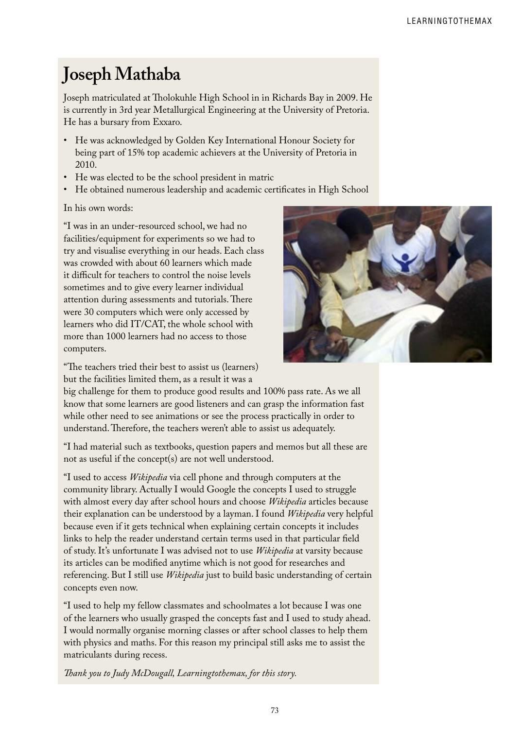# Joseph Mathaba

Joseph matriculated at Tholokuhle High School in in Richards Bay in 2009. He is currently in 3rd year Metallurgical Engineering at the University of Pretoria. He has a bursary from Exxaro.

- He was acknowledged by Golden Key International Honour Society for being part of 15% top academic achievers at the University of Pretoria in 2010.
- He was elected to be the school president in matric
- He obtained numerous leadership and academic certificates in High School

In his own words:

"I was in an under-resourced school, we had no facilities/equipment for experiments so we had to try and visualise everything in our heads. Each class was crowded with about 60 learners which made it difficult for teachers to control the noise levels sometimes and to give every learner individual attention during assessments and tutorials. There were 30 computers which were only accessed by learners who did IT/CAT, the whole school with more than 1000 learners had no access to those computers.

"The teachers tried their best to assist us (learners) but the facilities limited them, as a result it was a big challenge for them to produce good results and 100% pass rate. As we all know that some learners are good listeners and can grasp the information fast while other need to see animations or see the process practically in order to understand. Therefore, the teachers weren't able to assist us adequately.

"I had material such as textbooks, question papers and memos but all these are not as useful if the concept(s) are not well understood.

"I used to access *Wikipedia* via cell phone and through computers at the community library. Actually I would Google the concepts I used to struggle with almost every day after school hours and choose *Wikipedia* articles because their explanation can be understood by a layman. I found *Wikipedia* very helpful because even if it gets technical when explaining certain concepts it includes links to help the reader understand certain terms used in that particular field of study. It's unfortunate I was advised not to use *Wikipedia* at varsity because its articles can be modified anytime which is not good for researches and referencing. But I still use *Wikipedia* just to build basic understanding of certain concepts even now.

"I used to help my fellow classmates and schoolmates a lot because I was one of the learners who usually grasped the concepts fast and I used to study ahead. I would normally organise morning classes or after school classes to help them with physics and maths. For this reason my principal still asks me to assist the matriculants during recess.

*Thank you to Judy McDougall, Learningtothemax, for this story.*